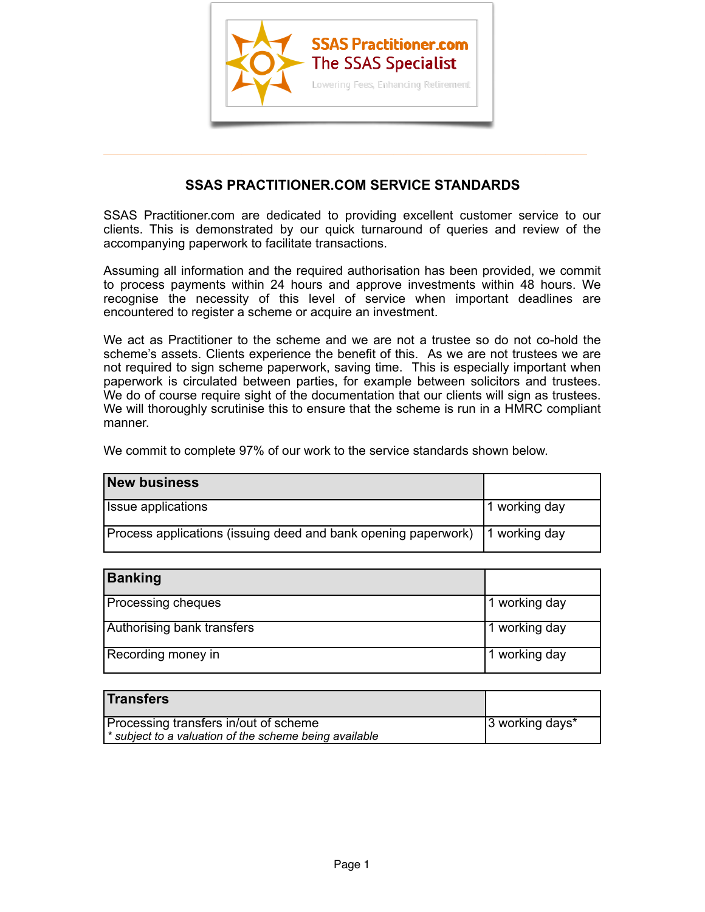SSAS Practitioner.com
The SSAS Specialist
Lowering Fees, Enhancing Retirement

# SSAS PRACTITIONER.COM SERVICE STANDARDS

SSAS Practitioner.com are dedicated to providing excellent customer service to our clients. This is demonstrated by our quick turnaround of queries and review of the accompanying paperwork to facilitate transactions.

Assuming all information and the required authorisation has been provided, we commit to process payments within 24 hours and approve investments within 48 hours. We recognise the necessity of this level of service when important deadlines are encountered to register a scheme or acquire an investment.

We act as Practitioner to the scheme and we are not a trustee so do not co-hold the scheme's assets. Clients experience the benefit of this. As we are not trustees we are not required to sign scheme paperwork, saving time. This is especially important when paperwork is circulated between parties, for example between solicitors and trustees. We do of course require sight of the documentation that our clients will sign as trustees. We will thoroughly scrutinise this to ensure that the scheme is run in a HMRC compliant manner.

We commit to complete 97% of our work to the service standards shown below.

| **New business** | |
|---|---|
| Issue applications | 1 working day |
| Process applications (issuing deed and bank opening paperwork) | 1 working day |

| **Banking** | |
|---|---|
| Processing cheques | 1 working day |
| Authorising bank transfers | 1 working day |
| Recording money in | 1 working day |

| **Transfers** | |
|---|---|
| Processing transfers in/out of scheme<br>*\* subject to a valuation of the scheme being available* | 3 working days* |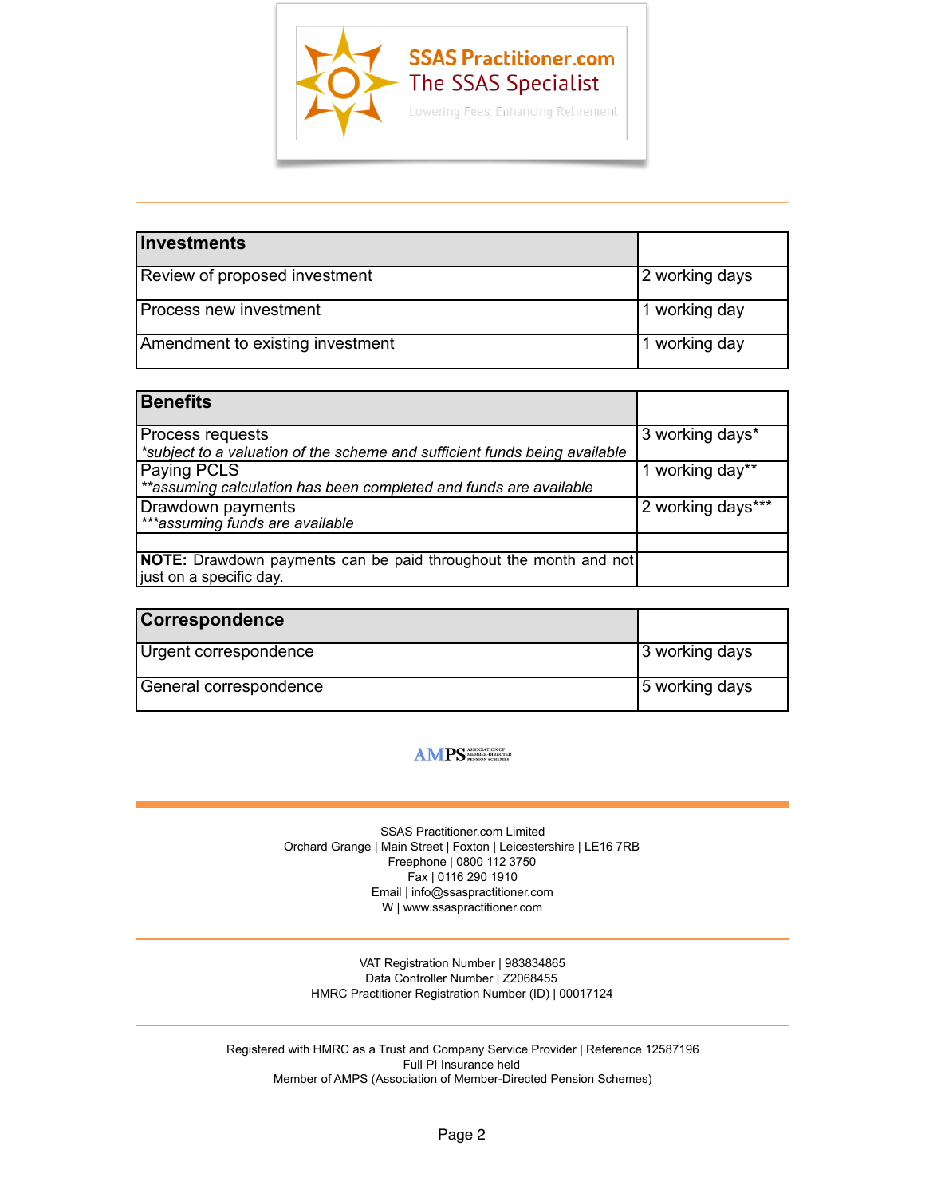SSAS Practitioner.com
The SSAS Specialist
Lowering Fees, Enhancing Retirement

| **Investments** | |
|---|---|
| Review of proposed investment | 2 working days |
| Process new investment | 1 working day |
| Amendment to existing investment | 1 working day |

| **Benefits** | |
|---|---|
| Process requests<br>*\*subject to a valuation of the scheme and sufficient funds being available* | 3 working days* |
| Paying PCLS<br>*\*\*assuming calculation has been completed and funds are available* | 1 working day** |
| Drawdown payments<br>*\*\*\*assuming funds are available* | 2 working days*** |
| | |
| **NOTE:** Drawdown payments can be paid throughout the month and not just on a specific day. | |

| **Correspondence** | |
|---|---|
| Urgent correspondence | 3 working days |
| General correspondence | 5 working days |

AMPS Association of Member-Directed Pension Schemes

SSAS Practitioner.com Limited
Orchard Grange | Main Street | Foxton | Leicestershire | LE16 7RB
Freephone | 0800 112 3750
Fax | 0116 290 1910
Email | info@ssaspractitioner.com
W | www.ssaspractitioner.com

VAT Registration Number | 983834865
Data Controller Number | Z2068455
HMRC Practitioner Registration Number (ID) | 00017124

Registered with HMRC as a Trust and Company Service Provider | Reference 12587196
Full PI Insurance held
Member of AMPS (Association of Member-Directed Pension Schemes)